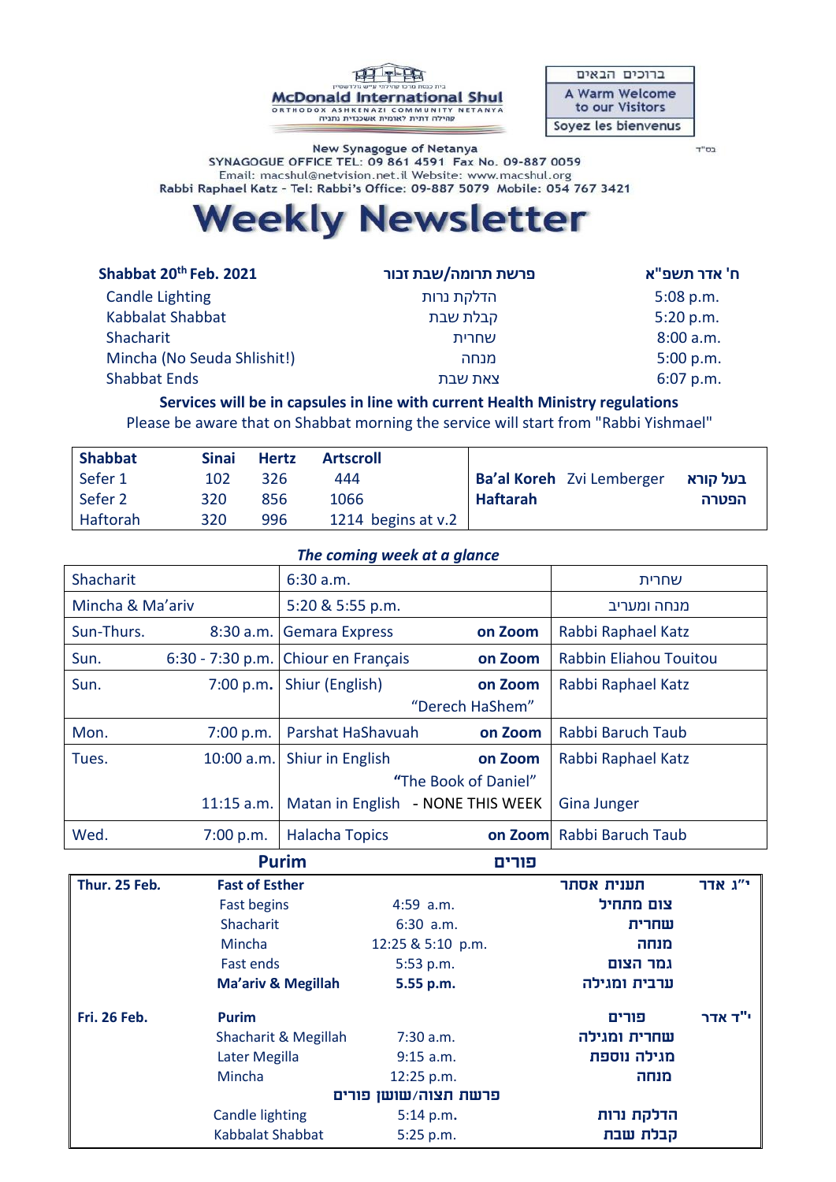**McDonald International Shul**

ORTHODOX ASHKENAZI COMMUNITY NETANYA

קהילה דתית לאומית אשכנזית נתניה

ברוכים הבאים
A Warm Welcome to our Visitors
Soyez les bienvenus

בס"ד

New Synagogue of Netanya
SYNAGOGUE OFFICE TEL: 09 861 4591 Fax No. 09-887 0059
Email: macshul@netvision.net.il Website: www.macshul.org
Rabbi Raphael Katz - Tel: Rabbi's Office: 09-887 5079 Mobile: 054 767 3421

# Weekly Newsletter

| **Shabbat 20th Feb. 2021** | **פרשת תרומה/שבת זכור** | **ח' אדר תשפ"א** |
|---|---|---|
| Candle Lighting | הדלקת נרות | 5:08 p.m. |
| Kabbalat Shabbat | קבלת שבת | 5:20 p.m. |
| Shacharit | שחרית | 8:00 a.m. |
| Mincha (No Seuda Shlishit!) | מנחה | 5:00 p.m. |
| Shabbat Ends | צאת שבת | 6:07 p.m. |

**Services will be in capsules in line with current Health Ministry regulations**

Please be aware that on Shabbat morning the service will start from "Rabbi Yishmael"

| **Shabbat** | **Sinai** | **Hertz** | **Artscroll** |
|---|---|---|---|
| Sefer 1 | 102 | 326 | 444 |
| Sefer 2 | 320 | 856 | 1066 |
| Haftorah | 320 | 996 | 1214 begins at v.2 |

| | | |
|---|---|---|
| **Ba'al Koreh** | Zvi Lemberger | **בעל קורא** |
| **Haftarah** | | **הפטרה** |

***The coming week at a glance***

| | | | | |
|---|---|---|---|---|
| Shacharit | | 6:30 a.m. | | שחרית |
| Mincha & Ma'ariv | | 5:20 & 5:55 p.m. | | מנחה ומעריב |
| Sun-Thurs. | 8:30 a.m. | Gemara Express | **on Zoom** | Rabbi Raphael Katz |
| Sun. | 6:30 - 7:30 p.m. | Chiour en Français | **on Zoom** | Rabbin Eliahou Touitou |
| Sun. | 7:00 p.m. | Shiur (English) "Derech HaShem" | **on Zoom** | Rabbi Raphael Katz |
| Mon. | 7:00 p.m. | Parshat HaShavuah | **on Zoom** | Rabbi Baruch Taub |
| Tues. | 10:00 a.m. | Shiur in English "The Book of Daniel" | **on Zoom** | Rabbi Raphael Katz |
| | 11:15 a.m. | Matan in English - NONE THIS WEEK | | Gina Junger |
| Wed. | 7:00 p.m. | Halacha Topics | **on Zoom** | Rabbi Baruch Taub |

## Purim פורים

| | | | | |
|---|---|---|---|---|
| **Thur. 25 Feb.** | **Fast of Esther** | | **תענית אסתר** | **י"ג אדר** |
| | Fast begins | 4:59 a.m. | **צום מתחיל** | |
| | Shacharit | 6:30 a.m. | **שחרית** | |
| | Mincha | 12:25 & 5:10 p.m. | **מנחה** | |
| | Fast ends | 5:53 p.m. | **גמר הצום** | |
| | **Ma'ariv & Megillah** | **5.55 p.m.** | **ערבית ומגילה** | |
| **Fri. 26 Feb.** | **Purim** | | **פורים** | **י"ד אדר** |
| | Shacharit & Megillah | 7:30 a.m. | **שחרית ומגילה** | |
| | Later Megilla | 9:15 a.m. | **מגילה נוספת** | |
| | Mincha | 12:25 p.m. | **מנחה** | |
| | | **פרשת תצוה/שושן פורים** | | |
| | Candle lighting | 5:14 p.m. | **הדלקת נרות** | |
| | Kabbalat Shabbat | 5:25 p.m. | **קבלת שבת** | |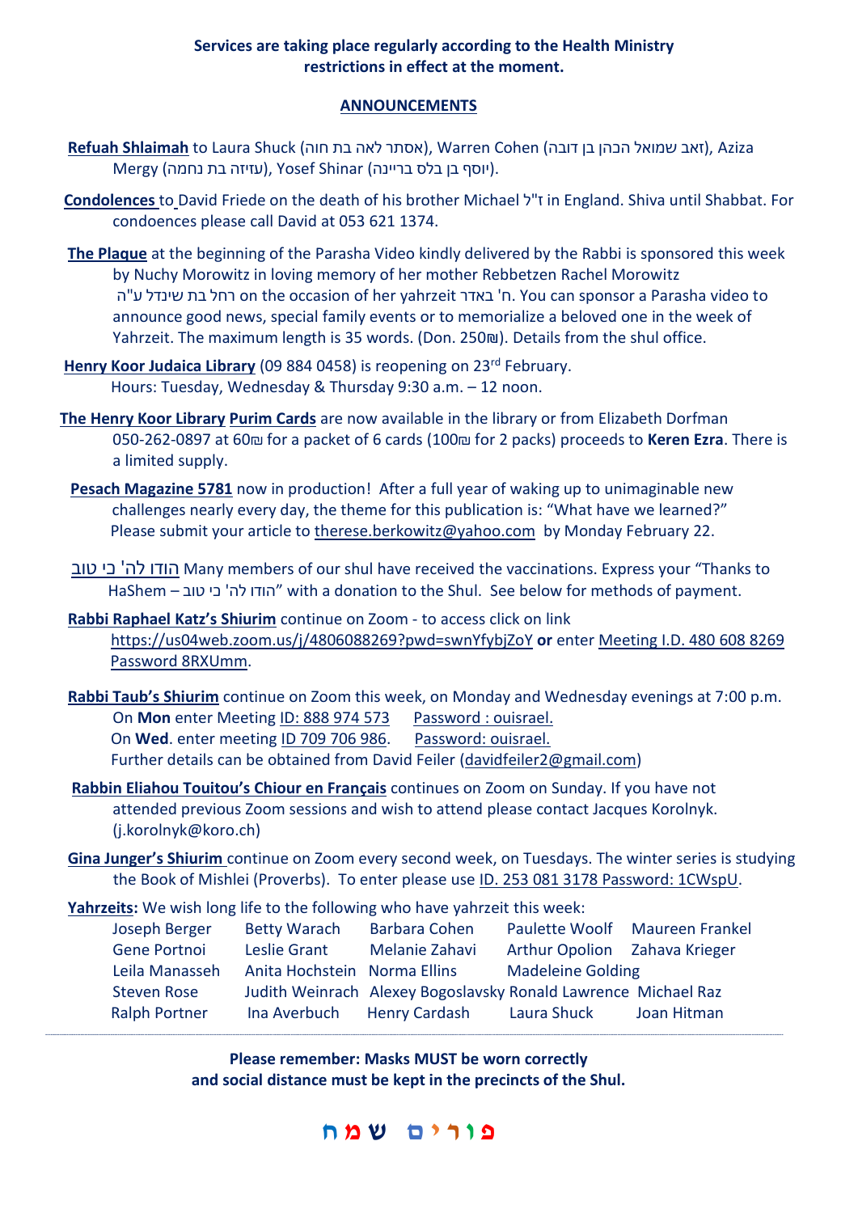**Services are taking place regularly according to the Health Ministry restrictions in effect at the moment.**

## ANNOUNCEMENTS

**Refuah Shlaimah** to Laura Shuck (אסתר לאה בת חוה), Warren Cohen (זאב שמואל הכהן בן דובה), Aziza Mergy (עזיזה בת נחמה), Yosef Shinar (יוסף בן בלס ברײנה).

**Condolences** to David Friede on the death of his brother Michael ז"ל in England. Shiva until Shabbat. For condoences please call David at 053 621 1374.

**The Plaque** at the beginning of the Parasha Video kindly delivered by the Rabbi is sponsored this week by Nuchy Morowitz in loving memory of her mother Rebbetzen Rachel Morowitz רחל בת שינדל ע"ה on the occasion of her yahrzeit ח' באדר. You can sponsor a Parasha video to announce good news, special family events or to memorialize a beloved one in the week of Yahrzeit. The maximum length is 35 words. (Don. 250₪). Details from the shul office.

**Henry Koor Judaica Library** (09 884 0458) is reopening on 23rd February. Hours: Tuesday, Wednesday & Thursday 9:30 a.m. – 12 noon.

**The Henry Koor Library Purim Cards** are now available in the library or from Elizabeth Dorfman 050-262-0897 at 60₪ for a packet of 6 cards (100₪ for 2 packs) proceeds to **Keren Ezra**. There is a limited supply.

**Pesach Magazine 5781** now in production! After a full year of waking up to unimaginable new challenges nearly every day, the theme for this publication is: "What have we learned?" Please submit your article to therese.berkowitz@yahoo.com by Monday February 22.

הודו לה' כי טוב Many members of our shul have received the vaccinations. Express your "Thanks to HaShem – הודו לה' כי טוב" with a donation to the Shul. See below for methods of payment.

**Rabbi Raphael Katz's Shiurim** continue on Zoom - to access click on link https://us04web.zoom.us/j/4806088269?pwd=swnYfybjZoY **or** enter Meeting I.D. 480 608 8269 Password 8RXUmm.

**Rabbi Taub's Shiurim** continue on Zoom this week, on Monday and Wednesday evenings at 7:00 p.m.
On **Mon** enter Meeting ID: 888 974 573 Password : ouisrael.
On **Wed**. enter meeting ID 709 706 986. Password: ouisrael.
Further details can be obtained from David Feiler (davidfeiler2@gmail.com)

**Rabbin Eliahou Touitou's Chiour en Français** continues on Zoom on Sunday. If you have not attended previous Zoom sessions and wish to attend please contact Jacques Korolnyk. (j.korolnyk@koro.ch)

**Gina Junger's Shiurim** continue on Zoom every second week, on Tuesdays. The winter series is studying the Book of Mishlei (Proverbs). To enter please use ID. 253 081 3178 Password: 1CWspU.

**Yahrzeits:** We wish long life to the following who have yahrzeit this week:

| | | | | |
|---|---|---|---|---|
| Joseph Berger | Betty Warach | Barbara Cohen | Paulette Woolf | Maureen Frankel |
| Gene Portnoi | Leslie Grant | Melanie Zahavi | Arthur Opolion | Zahava Krieger |
| Leila Manasseh | Anita Hochstein | Norma Ellins | Madeleine Golding | |
| Steven Rose | Judith Weinrach | Alexey Bogoslavsky | Ronald Lawrence | Michael Raz |
| Ralph Portner | Ina Averbuch | Henry Cardash | Laura Shuck | Joan Hitman |

---

**Please remember: Masks MUST be worn correctly and social distance must be kept in the precincts of the Shul.**

**פורים שמח**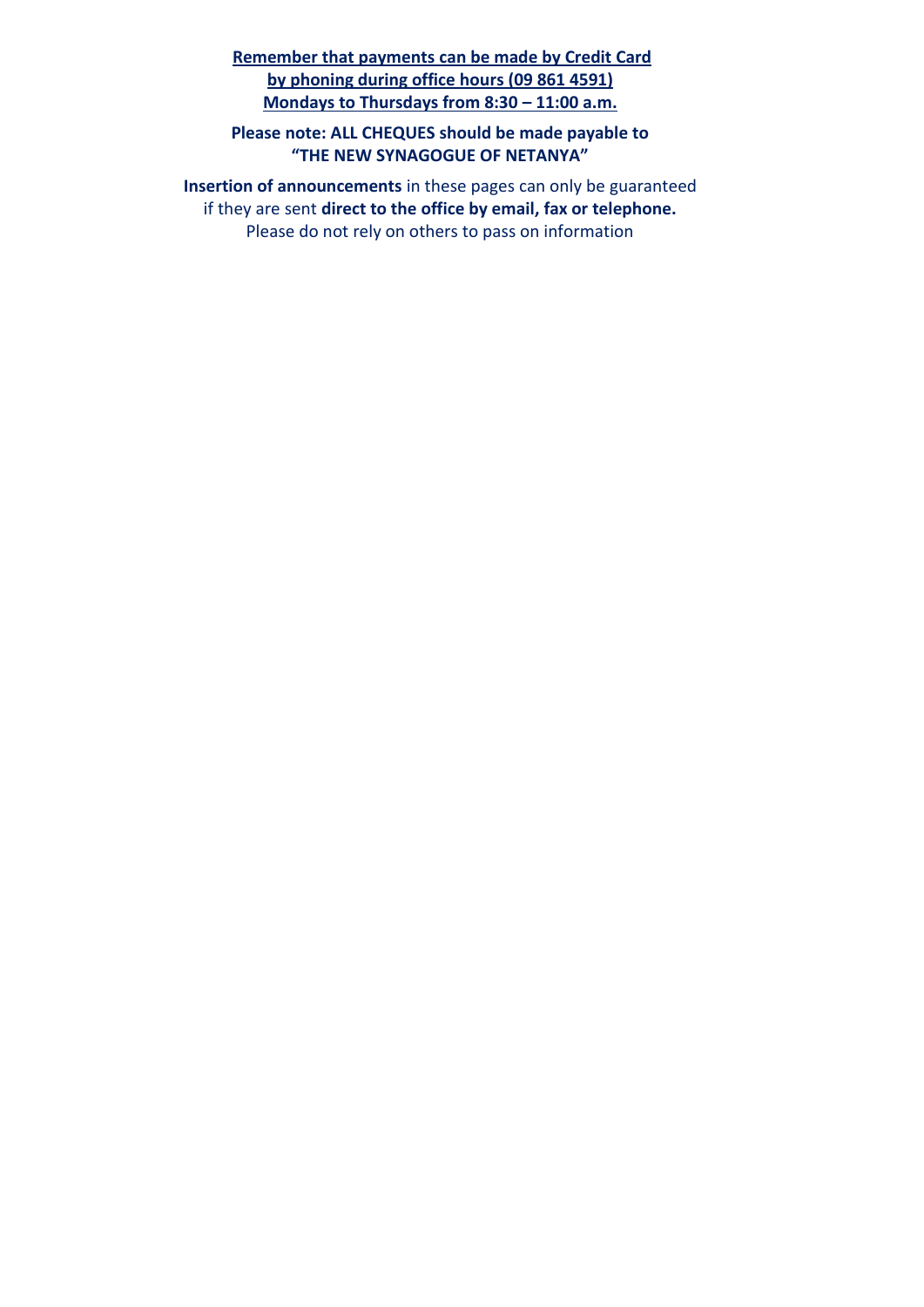**Remember that payments can be made by Credit Card**
**by phoning during office hours (09 861 4591)**
**Mondays to Thursdays from 8:30 – 11:00 a.m.**

**Please note: ALL CHEQUES should be made payable to**
**"THE NEW SYNAGOGUE OF NETANYA"**

**Insertion of announcements** in these pages can only be guaranteed if they are sent **direct to the office by email, fax or telephone.**
Please do not rely on others to pass on information